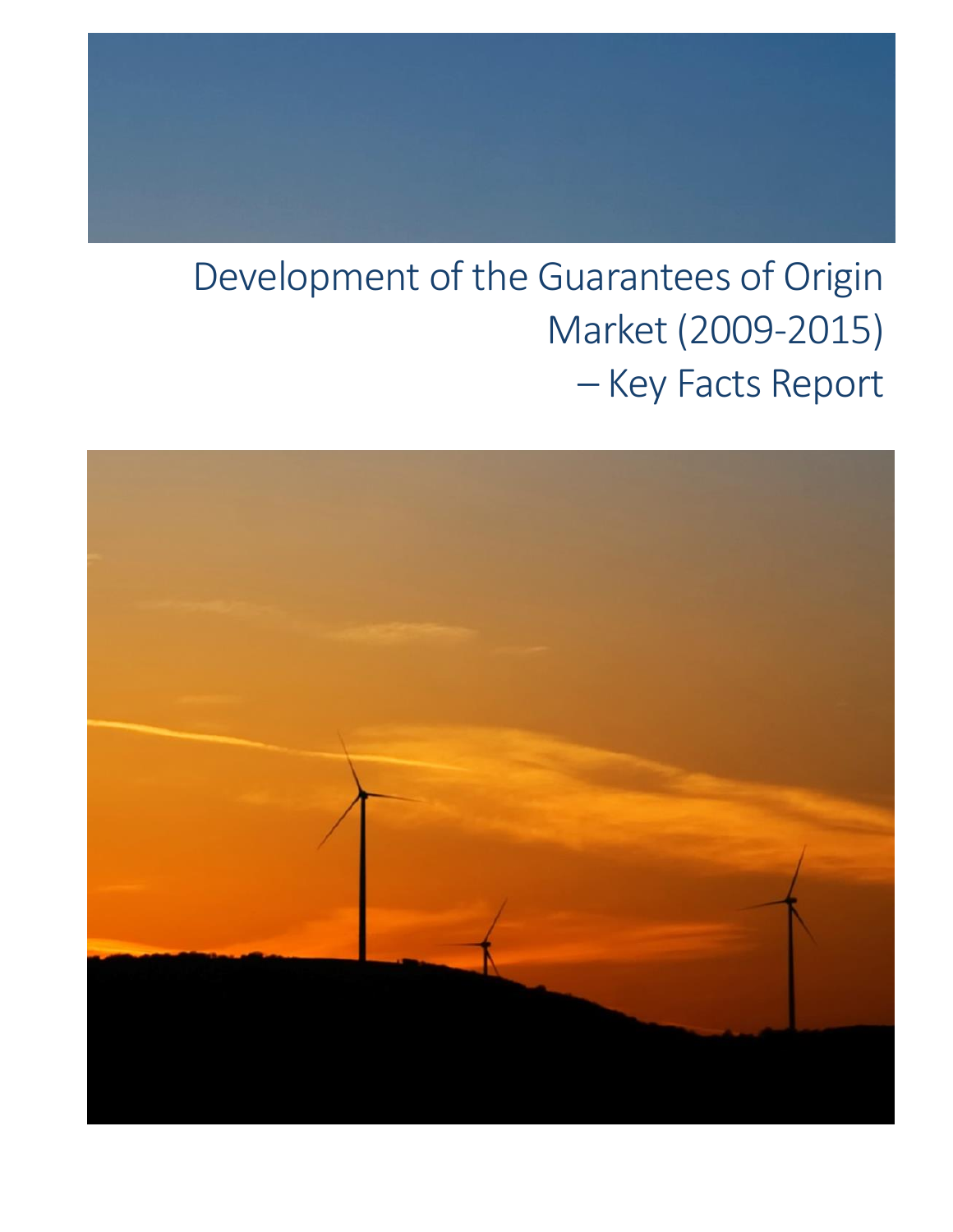# Development of the Guarantees of Origin Market (2009-2015) – Key Facts Report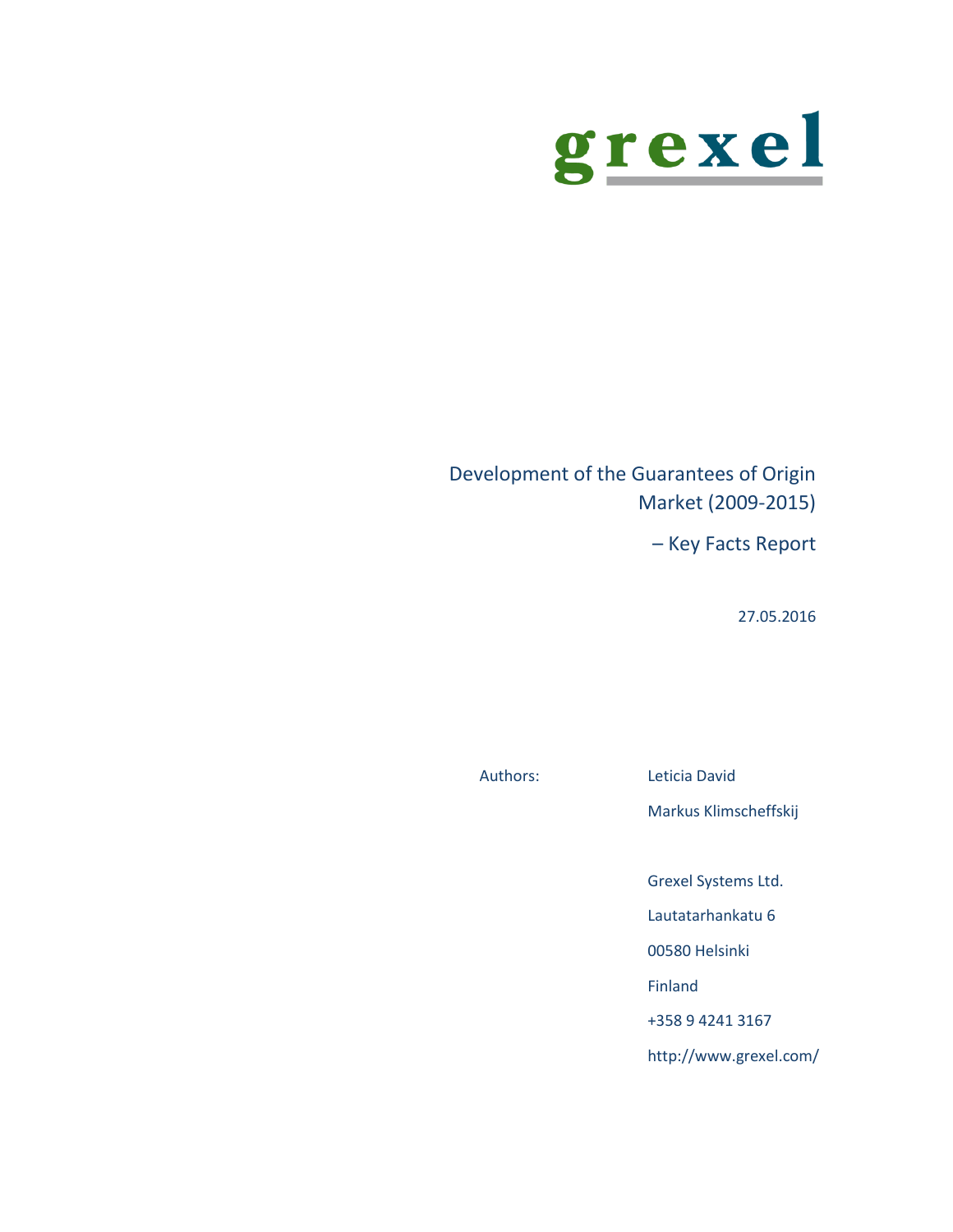grexel

# Development of the Guarantees of Origin Market (2009-2015)

## – Key Facts Report

27.05.2016

Authors: Leticia David

Markus Klimscheffskij

Grexel Systems Ltd.

Lautatarhankatu 6

00580 Helsinki

Finland

+358 9 4241 3167

http://www.grexel.com/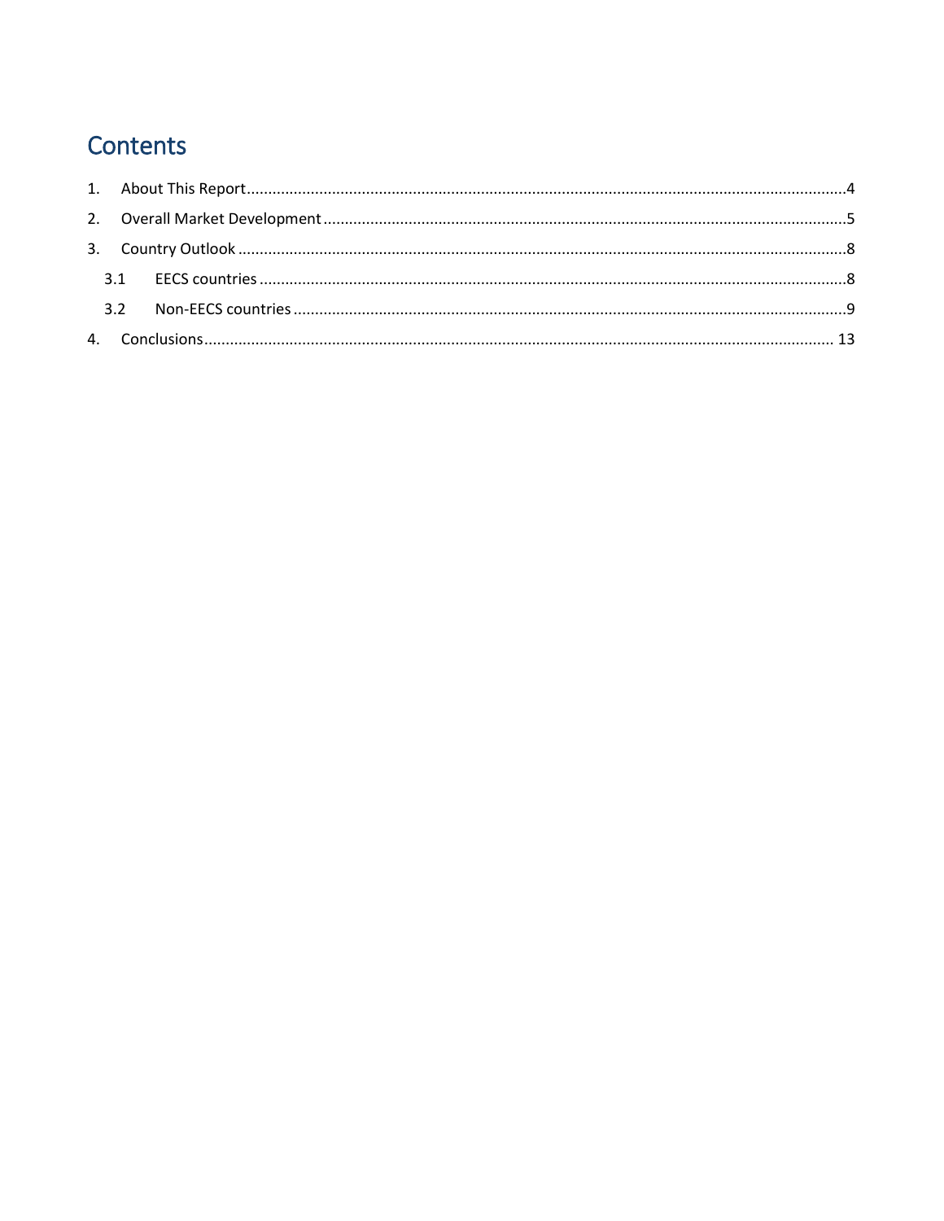# Contents

1. About This Report ... 4
2. Overall Market Development ... 5
3. Country Outlook ... 8
   - 3.1 EECS countries ... 8
   - 3.2 Non-EECS countries ... 9
4. Conclusions ... 13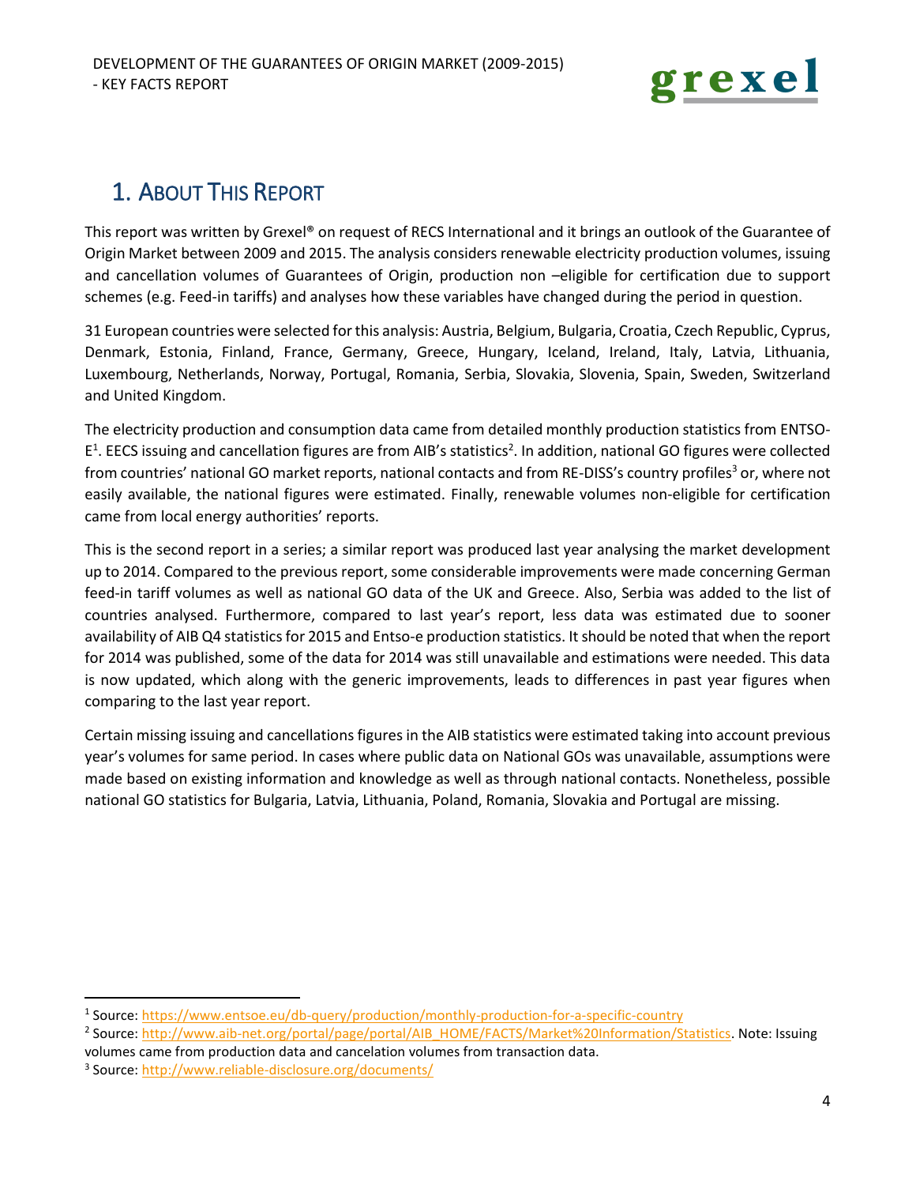# 1. About This Report

This report was written by Grexel® on request of RECS International and it brings an outlook of the Guarantee of Origin Market between 2009 and 2015. The analysis considers renewable electricity production volumes, issuing and cancellation volumes of Guarantees of Origin, production non –eligible for certification due to support schemes (e.g. Feed-in tariffs) and analyses how these variables have changed during the period in question.

31 European countries were selected for this analysis: Austria, Belgium, Bulgaria, Croatia, Czech Republic, Cyprus, Denmark, Estonia, Finland, France, Germany, Greece, Hungary, Iceland, Ireland, Italy, Latvia, Lithuania, Luxembourg, Netherlands, Norway, Portugal, Romania, Serbia, Slovakia, Slovenia, Spain, Sweden, Switzerland and United Kingdom.

The electricity production and consumption data came from detailed monthly production statistics from ENTSO-E[1]. EECS issuing and cancellation figures are from AIB's statistics[2]. In addition, national GO figures were collected from countries' national GO market reports, national contacts and from RE-DISS's country profiles[3] or, where not easily available, the national figures were estimated. Finally, renewable volumes non-eligible for certification came from local energy authorities' reports.

This is the second report in a series; a similar report was produced last year analysing the market development up to 2014. Compared to the previous report, some considerable improvements were made concerning German feed-in tariff volumes as well as national GO data of the UK and Greece. Also, Serbia was added to the list of countries analysed. Furthermore, compared to last year's report, less data was estimated due to sooner availability of AIB Q4 statistics for 2015 and Entso-e production statistics. It should be noted that when the report for 2014 was published, some of the data for 2014 was still unavailable and estimations were needed. This data is now updated, which along with the generic improvements, leads to differences in past year figures when comparing to the last year report.

Certain missing issuing and cancellations figures in the AIB statistics were estimated taking into account previous year's volumes for same period. In cases where public data on National GOs was unavailable, assumptions were made based on existing information and knowledge as well as through national contacts. Nonetheless, possible national GO statistics for Bulgaria, Latvia, Lithuania, Poland, Romania, Slovakia and Portugal are missing.

---

[1] Source: https://www.entsoe.eu/db-query/production/monthly-production-for-a-specific-country

[2] Source: http://www.aib-net.org/portal/page/portal/AIB_HOME/FACTS/Market%20Information/Statistics. Note: Issuing volumes came from production data and cancelation volumes from transaction data.

[3] Source: http://www.reliable-disclosure.org/documents/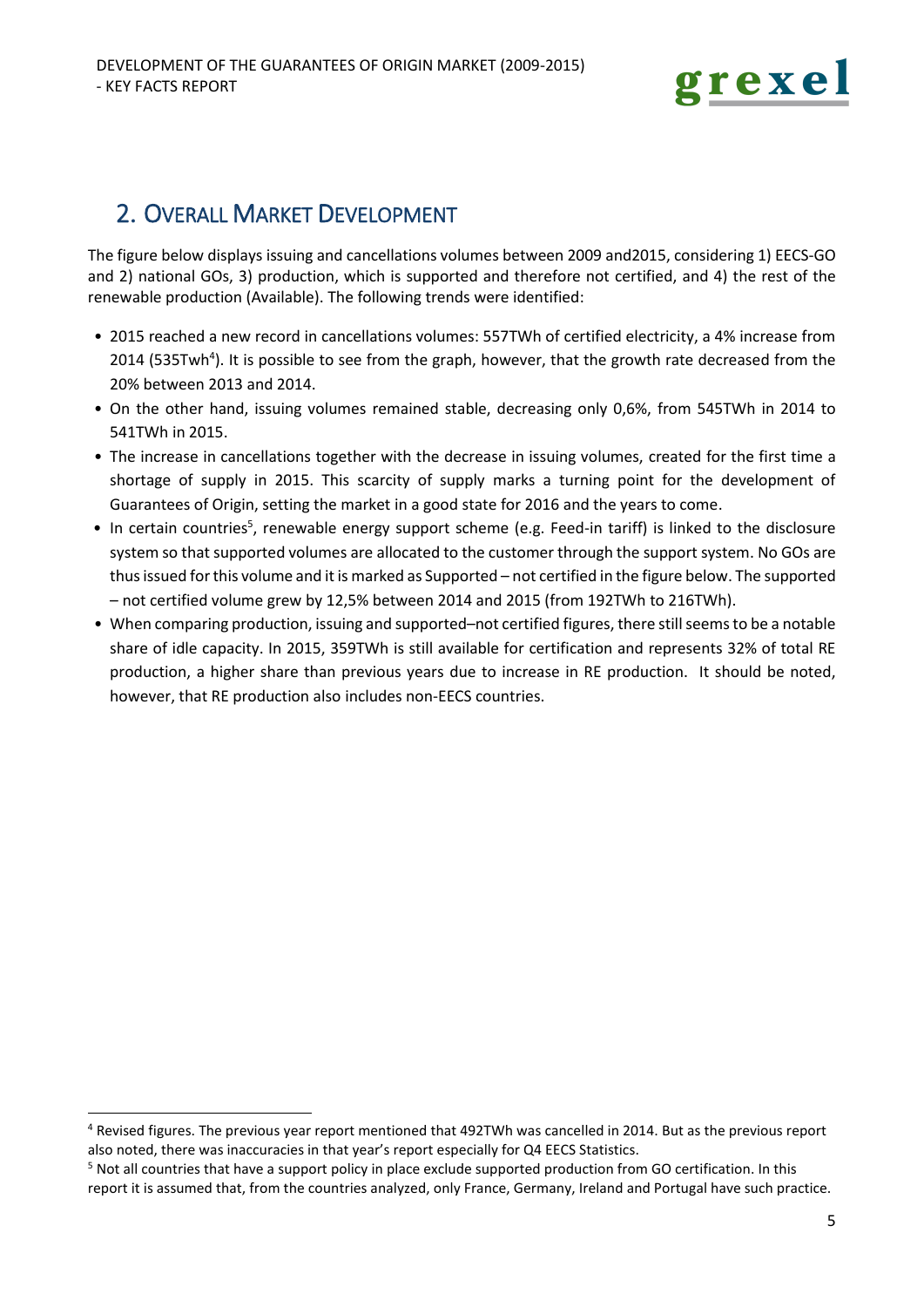## 2. Overall Market Development

The figure below displays issuing and cancellations volumes between 2009 and2015, considering 1) EECS-GO and 2) national GOs, 3) production, which is supported and therefore not certified, and 4) the rest of the renewable production (Available). The following trends were identified:

- 2015 reached a new record in cancellations volumes: 557TWh of certified electricity, a 4% increase from 2014 (535Twh[4]). It is possible to see from the graph, however, that the growth rate decreased from the 20% between 2013 and 2014.
- On the other hand, issuing volumes remained stable, decreasing only 0,6%, from 545TWh in 2014 to 541TWh in 2015.
- The increase in cancellations together with the decrease in issuing volumes, created for the first time a shortage of supply in 2015. This scarcity of supply marks a turning point for the development of Guarantees of Origin, setting the market in a good state for 2016 and the years to come.
- In certain countries[5], renewable energy support scheme (e.g. Feed-in tariff) is linked to the disclosure system so that supported volumes are allocated to the customer through the support system. No GOs are thus issued for this volume and it is marked as Supported – not certified in the figure below. The supported – not certified volume grew by 12,5% between 2014 and 2015 (from 192TWh to 216TWh).
- When comparing production, issuing and supported–not certified figures, there still seems to be a notable share of idle capacity. In 2015, 359TWh is still available for certification and represents 32% of total RE production, a higher share than previous years due to increase in RE production. It should be noted, however, that RE production also includes non-EECS countries.

[4] Revised figures. The previous year report mentioned that 492TWh was cancelled in 2014. But as the previous report also noted, there was inaccuracies in that year's report especially for Q4 EECS Statistics.

[5] Not all countries that have a support policy in place exclude supported production from GO certification. In this report it is assumed that, from the countries analyzed, only France, Germany, Ireland and Portugal have such practice.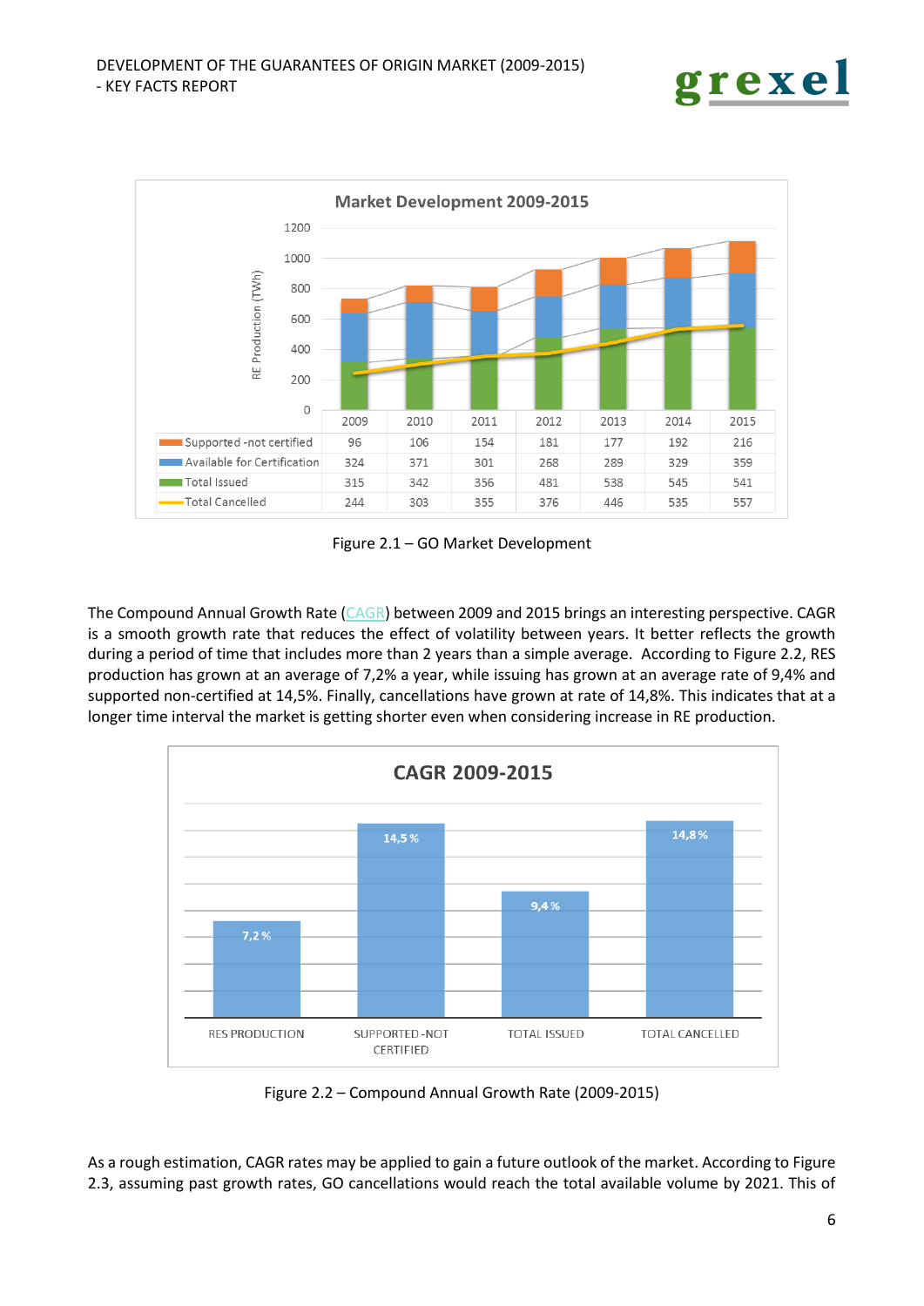**Market Development 2009-2015**

| | 2009 | 2010 | 2011 | 2012 | 2013 | 2014 | 2015 |
|---|---|---|---|---|---|---|---|
| Supported -not certified | 96 | 106 | 154 | 181 | 177 | 192 | 216 |
| Available for Certification | 324 | 371 | 301 | 268 | 289 | 329 | 359 |
| Total Issued | 315 | 342 | 356 | 481 | 538 | 545 | 541 |
| Total Cancelled | 244 | 303 | 355 | 376 | 446 | 535 | 557 |

Figure 2.1 – GO Market Development

The Compound Annual Growth Rate (CAGR) between 2009 and 2015 brings an interesting perspective. CAGR is a smooth growth rate that reduces the effect of volatility between years. It better reflects the growth during a period of time that includes more than 2 years than a simple average. According to Figure 2.2, RES production has grown at an average of 7,2% a year, while issuing has grown at an average rate of 9,4% and supported non-certified at 14,5%. Finally, cancellations have grown at rate of 14,8%. This indicates that at a longer time interval the market is getting shorter even when considering increase in RE production.

**CAGR 2009-2015**

| RES PRODUCTION | SUPPORTED -NOT CERTIFIED | TOTAL ISSUED | TOTAL CANCELLED |
|---|---|---|---|
| 7,2 % | 14,5 % | 9,4 % | 14,8 % |

Figure 2.2 – Compound Annual Growth Rate (2009-2015)

As a rough estimation, CAGR rates may be applied to gain a future outlook of the market. According to Figure 2.3, assuming past growth rates, GO cancellations would reach the total available volume by 2021. This of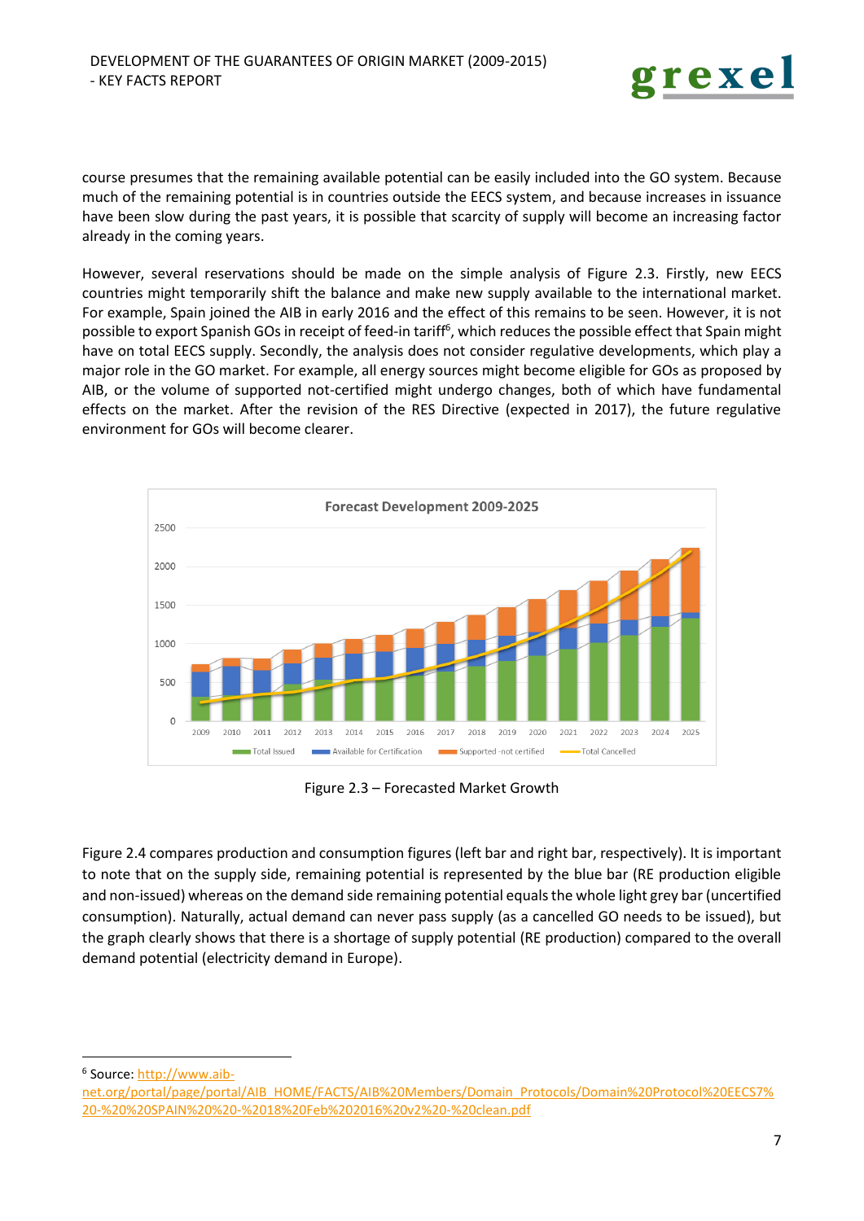course presumes that the remaining available potential can be easily included into the GO system. Because much of the remaining potential is in countries outside the EECS system, and because increases in issuance have been slow during the past years, it is possible that scarcity of supply will become an increasing factor already in the coming years.

However, several reservations should be made on the simple analysis of Figure 2.3. Firstly, new EECS countries might temporarily shift the balance and make new supply available to the international market. For example, Spain joined the AIB in early 2016 and the effect of this remains to be seen. However, it is not possible to export Spanish GOs in receipt of feed-in tariff[6], which reduces the possible effect that Spain might have on total EECS supply. Secondly, the analysis does not consider regulative developments, which play a major role in the GO market. For example, all energy sources might become eligible for GOs as proposed by AIB, or the volume of supported not-certified might undergo changes, both of which have fundamental effects on the market. After the revision of the RES Directive (expected in 2017), the future regulative environment for GOs will become clearer.

Figure 2.3 – Forecasted Market Growth

Figure 2.4 compares production and consumption figures (left bar and right bar, respectively). It is important to note that on the supply side, remaining potential is represented by the blue bar (RE production eligible and non-issued) whereas on the demand side remaining potential equals the whole light grey bar (uncertified consumption). Naturally, actual demand can never pass supply (as a cancelled GO needs to be issued), but the graph clearly shows that there is a shortage of supply potential (RE production) compared to the overall demand potential (electricity demand in Europe).

[6] Source: http://www.aib-net.org/portal/page/portal/AIB_HOME/FACTS/AIB%20Members/Domain_Protocols/Domain%20Protocol%20EECS7%20-%20%20SPAIN%20%20-%2018%20Feb%202016%20v2%20-%20clean.pdf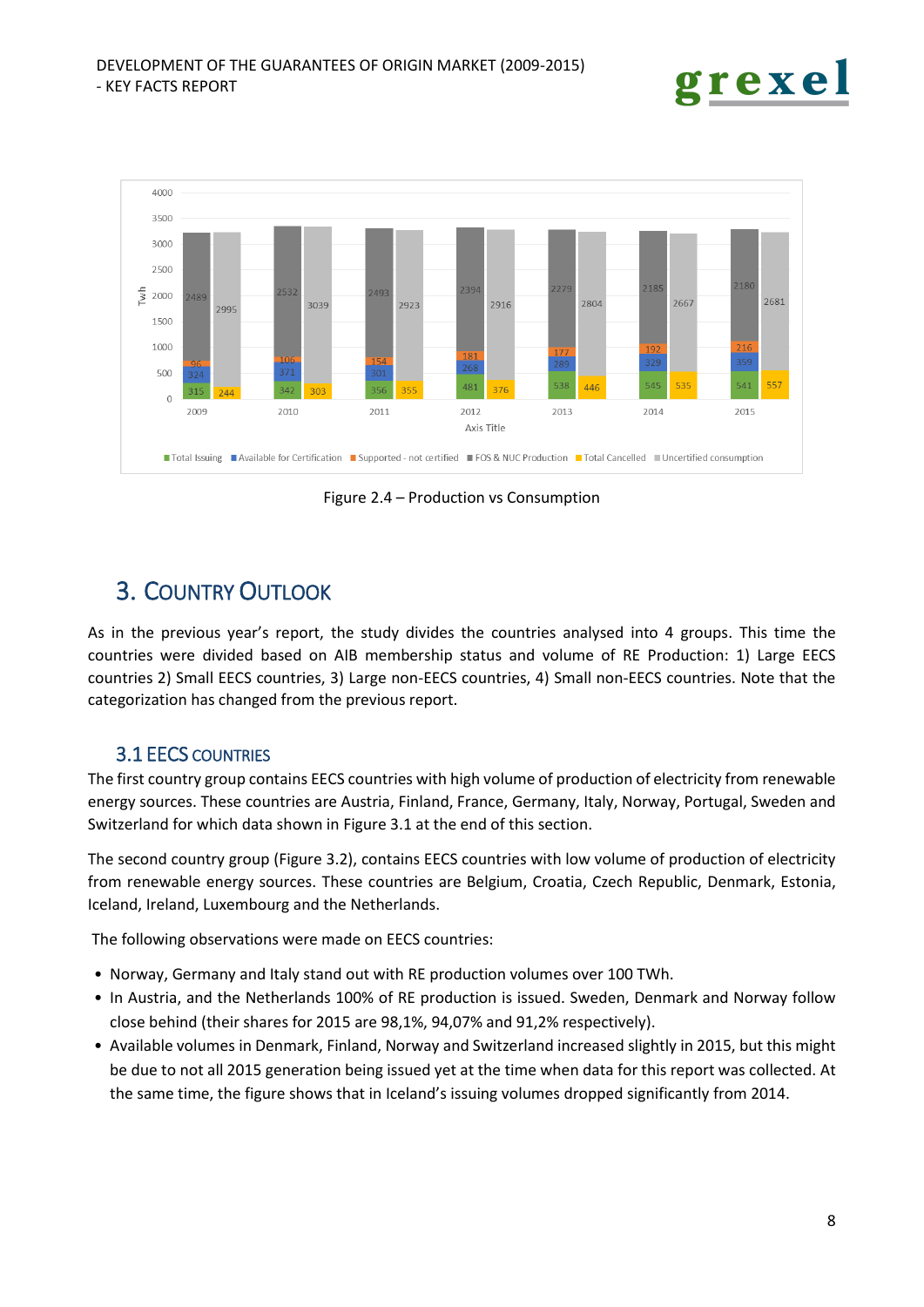Figure 2.4 – Production vs Consumption

# 3. Country Outlook

As in the previous year's report, the study divides the countries analysed into 4 groups. This time the countries were divided based on AIB membership status and volume of RE Production: 1) Large EECS countries 2) Small EECS countries, 3) Large non-EECS countries, 4) Small non-EECS countries. Note that the categorization has changed from the previous report.

## 3.1 EECS countries

The first country group contains EECS countries with high volume of production of electricity from renewable energy sources. These countries are Austria, Finland, France, Germany, Italy, Norway, Portugal, Sweden and Switzerland for which data shown in Figure 3.1 at the end of this section.

The second country group (Figure 3.2), contains EECS countries with low volume of production of electricity from renewable energy sources. These countries are Belgium, Croatia, Czech Republic, Denmark, Estonia, Iceland, Ireland, Luxembourg and the Netherlands.

The following observations were made on EECS countries:

- Norway, Germany and Italy stand out with RE production volumes over 100 TWh.
- In Austria, and the Netherlands 100% of RE production is issued. Sweden, Denmark and Norway follow close behind (their shares for 2015 are 98,1%, 94,07% and 91,2% respectively).
- Available volumes in Denmark, Finland, Norway and Switzerland increased slightly in 2015, but this might be due to not all 2015 generation being issued yet at the time when data for this report was collected. At the same time, the figure shows that in Iceland's issuing volumes dropped significantly from 2014.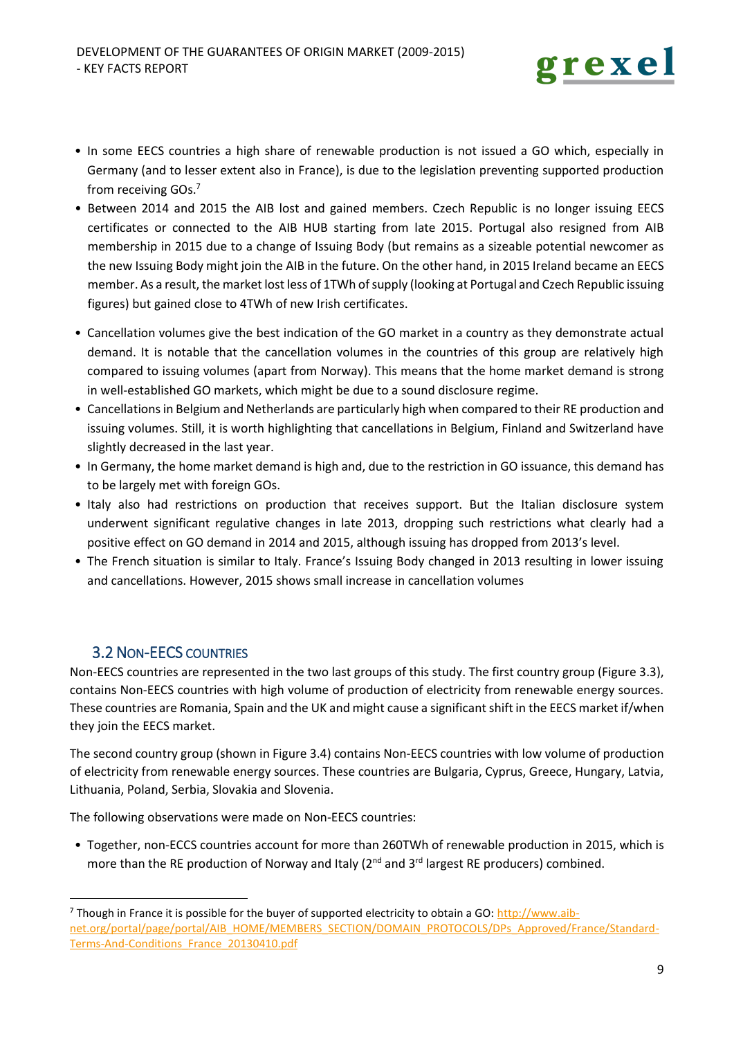- In some EECS countries a high share of renewable production is not issued a GO which, especially in Germany (and to lesser extent also in France), is due to the legislation preventing supported production from receiving GOs.[7]
- Between 2014 and 2015 the AIB lost and gained members. Czech Republic is no longer issuing EECS certificates or connected to the AIB HUB starting from late 2015. Portugal also resigned from AIB membership in 2015 due to a change of Issuing Body (but remains as a sizeable potential newcomer as the new Issuing Body might join the AIB in the future. On the other hand, in 2015 Ireland became an EECS member. As a result, the market lost less of 1TWh of supply (looking at Portugal and Czech Republic issuing figures) but gained close to 4TWh of new Irish certificates.
- Cancellation volumes give the best indication of the GO market in a country as they demonstrate actual demand. It is notable that the cancellation volumes in the countries of this group are relatively high compared to issuing volumes (apart from Norway). This means that the home market demand is strong in well-established GO markets, which might be due to a sound disclosure regime.
- Cancellations in Belgium and Netherlands are particularly high when compared to their RE production and issuing volumes. Still, it is worth highlighting that cancellations in Belgium, Finland and Switzerland have slightly decreased in the last year.
- In Germany, the home market demand is high and, due to the restriction in GO issuance, this demand has to be largely met with foreign GOs.
- Italy also had restrictions on production that receives support. But the Italian disclosure system underwent significant regulative changes in late 2013, dropping such restrictions what clearly had a positive effect on GO demand in 2014 and 2015, although issuing has dropped from 2013's level.
- The French situation is similar to Italy. France's Issuing Body changed in 2013 resulting in lower issuing and cancellations. However, 2015 shows small increase in cancellation volumes

## 3.2 Non-EECS countries

Non-EECS countries are represented in the two last groups of this study. The first country group (Figure 3.3), contains Non-EECS countries with high volume of production of electricity from renewable energy sources. These countries are Romania, Spain and the UK and might cause a significant shift in the EECS market if/when they join the EECS market.

The second country group (shown in Figure 3.4) contains Non-EECS countries with low volume of production of electricity from renewable energy sources. These countries are Bulgaria, Cyprus, Greece, Hungary, Latvia, Lithuania, Poland, Serbia, Slovakia and Slovenia.

The following observations were made on Non-EECS countries:

- Together, non-ECCS countries account for more than 260TWh of renewable production in 2015, which is more than the RE production of Norway and Italy (2nd and 3rd largest RE producers) combined.

[7] Though in France it is possible for the buyer of supported electricity to obtain a GO: http://www.aib-net.org/portal/page/portal/AIB_HOME/MEMBERS_SECTION/DOMAIN_PROTOCOLS/DPs_Approved/France/Standard-Terms-And-Conditions_France_20130410.pdf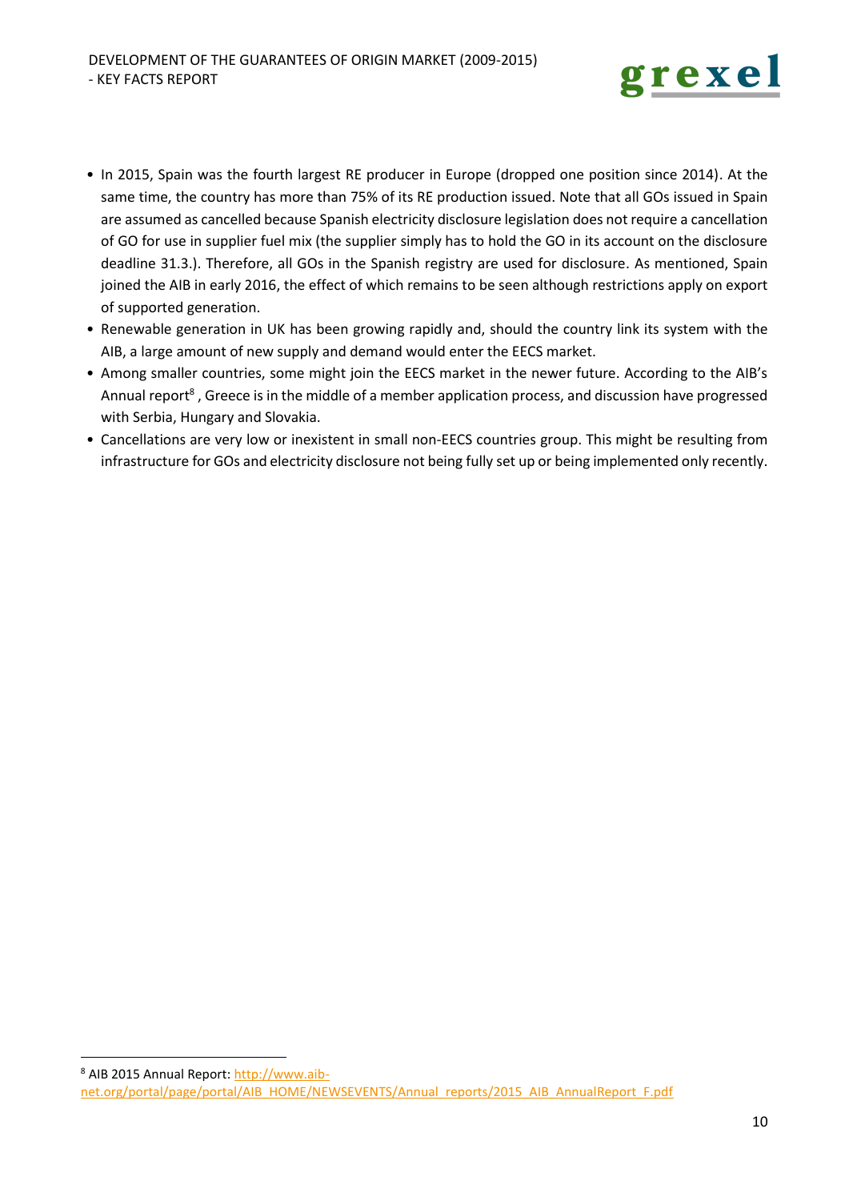- In 2015, Spain was the fourth largest RE producer in Europe (dropped one position since 2014). At the same time, the country has more than 75% of its RE production issued. Note that all GOs issued in Spain are assumed as cancelled because Spanish electricity disclosure legislation does not require a cancellation of GO for use in supplier fuel mix (the supplier simply has to hold the GO in its account on the disclosure deadline 31.3.). Therefore, all GOs in the Spanish registry are used for disclosure. As mentioned, Spain joined the AIB in early 2016, the effect of which remains to be seen although restrictions apply on export of supported generation.
- Renewable generation in UK has been growing rapidly and, should the country link its system with the AIB, a large amount of new supply and demand would enter the EECS market.
- Among smaller countries, some might join the EECS market in the newer future. According to the AIB's Annual report[8] , Greece is in the middle of a member application process, and discussion have progressed with Serbia, Hungary and Slovakia.
- Cancellations are very low or inexistent in small non-EECS countries group. This might be resulting from infrastructure for GOs and electricity disclosure not being fully set up or being implemented only recently.

---

[8] AIB 2015 Annual Report: http://www.aib-net.org/portal/page/portal/AIB_HOME/NEWSEVENTS/Annual_reports/2015_AIB_AnnualReport_F.pdf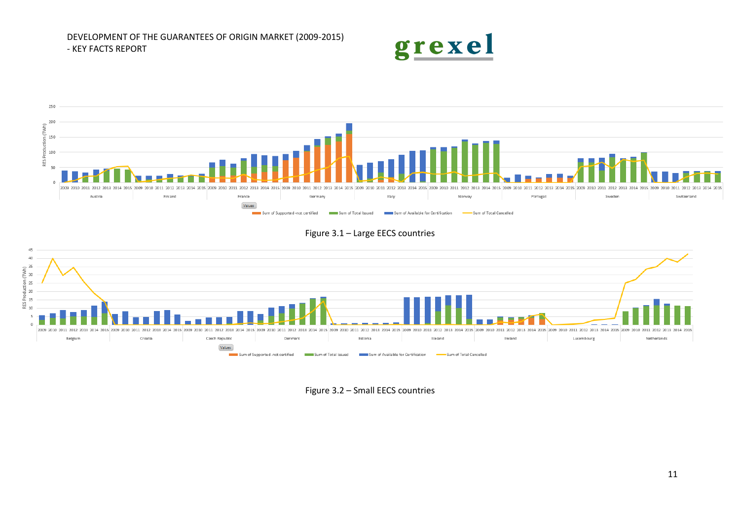Figure 3.1 – Large EECS countries

Figure 3.2 – Small EECS countries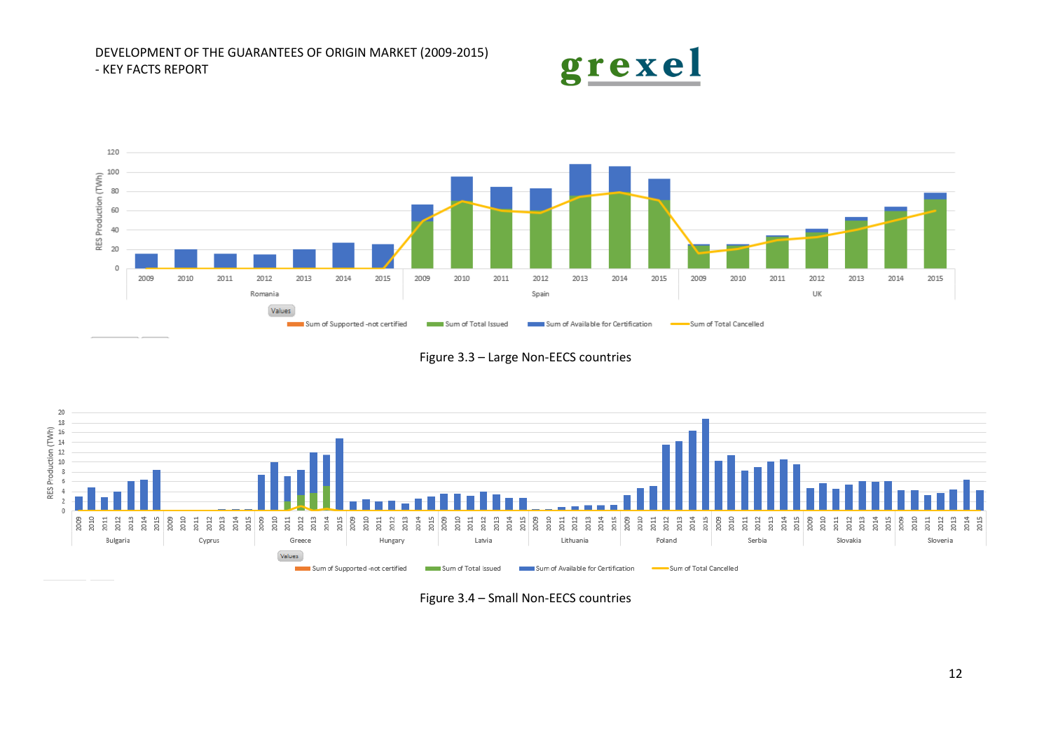Figure 3.3 – Large Non-EECS countries

Figure 3.4 – Small Non-EECS countries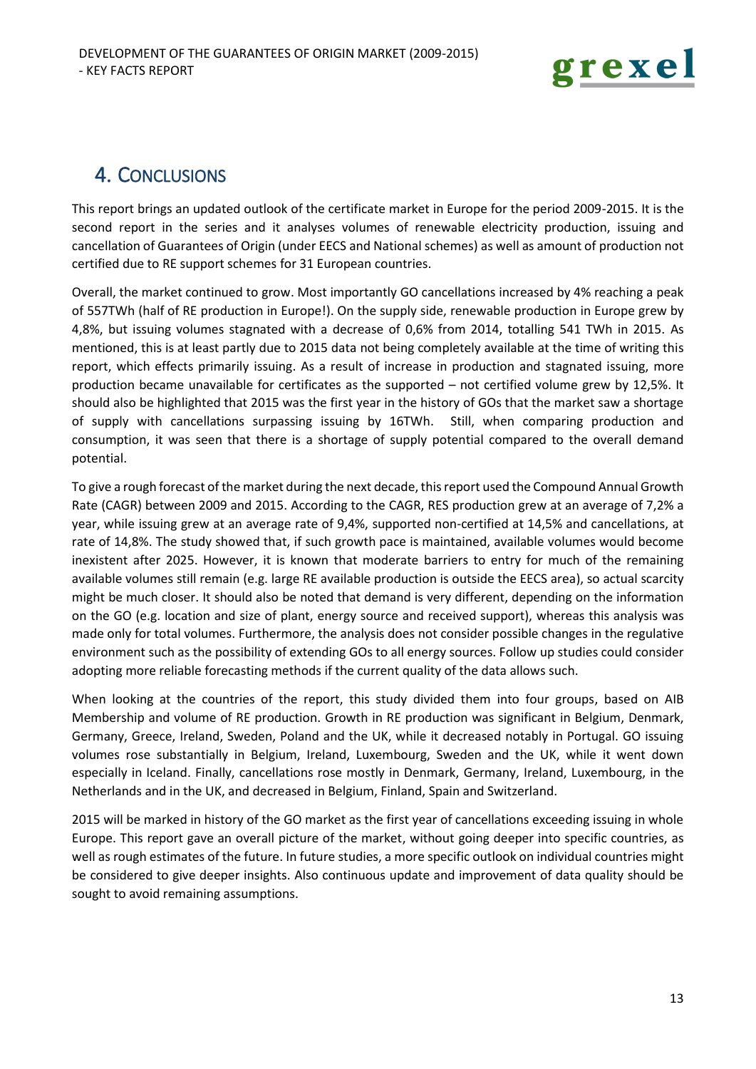## 4. Conclusions

This report brings an updated outlook of the certificate market in Europe for the period 2009-2015. It is the second report in the series and it analyses volumes of renewable electricity production, issuing and cancellation of Guarantees of Origin (under EECS and National schemes) as well as amount of production not certified due to RE support schemes for 31 European countries.

Overall, the market continued to grow. Most importantly GO cancellations increased by 4% reaching a peak of 557TWh (half of RE production in Europe!). On the supply side, renewable production in Europe grew by 4,8%, but issuing volumes stagnated with a decrease of 0,6% from 2014, totalling 541 TWh in 2015. As mentioned, this is at least partly due to 2015 data not being completely available at the time of writing this report, which effects primarily issuing. As a result of increase in production and stagnated issuing, more production became unavailable for certificates as the supported – not certified volume grew by 12,5%. It should also be highlighted that 2015 was the first year in the history of GOs that the market saw a shortage of supply with cancellations surpassing issuing by 16TWh. Still, when comparing production and consumption, it was seen that there is a shortage of supply potential compared to the overall demand potential.

To give a rough forecast of the market during the next decade, this report used the Compound Annual Growth Rate (CAGR) between 2009 and 2015. According to the CAGR, RES production grew at an average of 7,2% a year, while issuing grew at an average rate of 9,4%, supported non-certified at 14,5% and cancellations, at rate of 14,8%. The study showed that, if such growth pace is maintained, available volumes would become inexistent after 2025. However, it is known that moderate barriers to entry for much of the remaining available volumes still remain (e.g. large RE available production is outside the EECS area), so actual scarcity might be much closer. It should also be noted that demand is very different, depending on the information on the GO (e.g. location and size of plant, energy source and received support), whereas this analysis was made only for total volumes. Furthermore, the analysis does not consider possible changes in the regulative environment such as the possibility of extending GOs to all energy sources. Follow up studies could consider adopting more reliable forecasting methods if the current quality of the data allows such.

When looking at the countries of the report, this study divided them into four groups, based on AIB Membership and volume of RE production. Growth in RE production was significant in Belgium, Denmark, Germany, Greece, Ireland, Sweden, Poland and the UK, while it decreased notably in Portugal. GO issuing volumes rose substantially in Belgium, Ireland, Luxembourg, Sweden and the UK, while it went down especially in Iceland. Finally, cancellations rose mostly in Denmark, Germany, Ireland, Luxembourg, in the Netherlands and in the UK, and decreased in Belgium, Finland, Spain and Switzerland.

2015 will be marked in history of the GO market as the first year of cancellations exceeding issuing in whole Europe. This report gave an overall picture of the market, without going deeper into specific countries, as well as rough estimates of the future. In future studies, a more specific outlook on individual countries might be considered to give deeper insights. Also continuous update and improvement of data quality should be sought to avoid remaining assumptions.